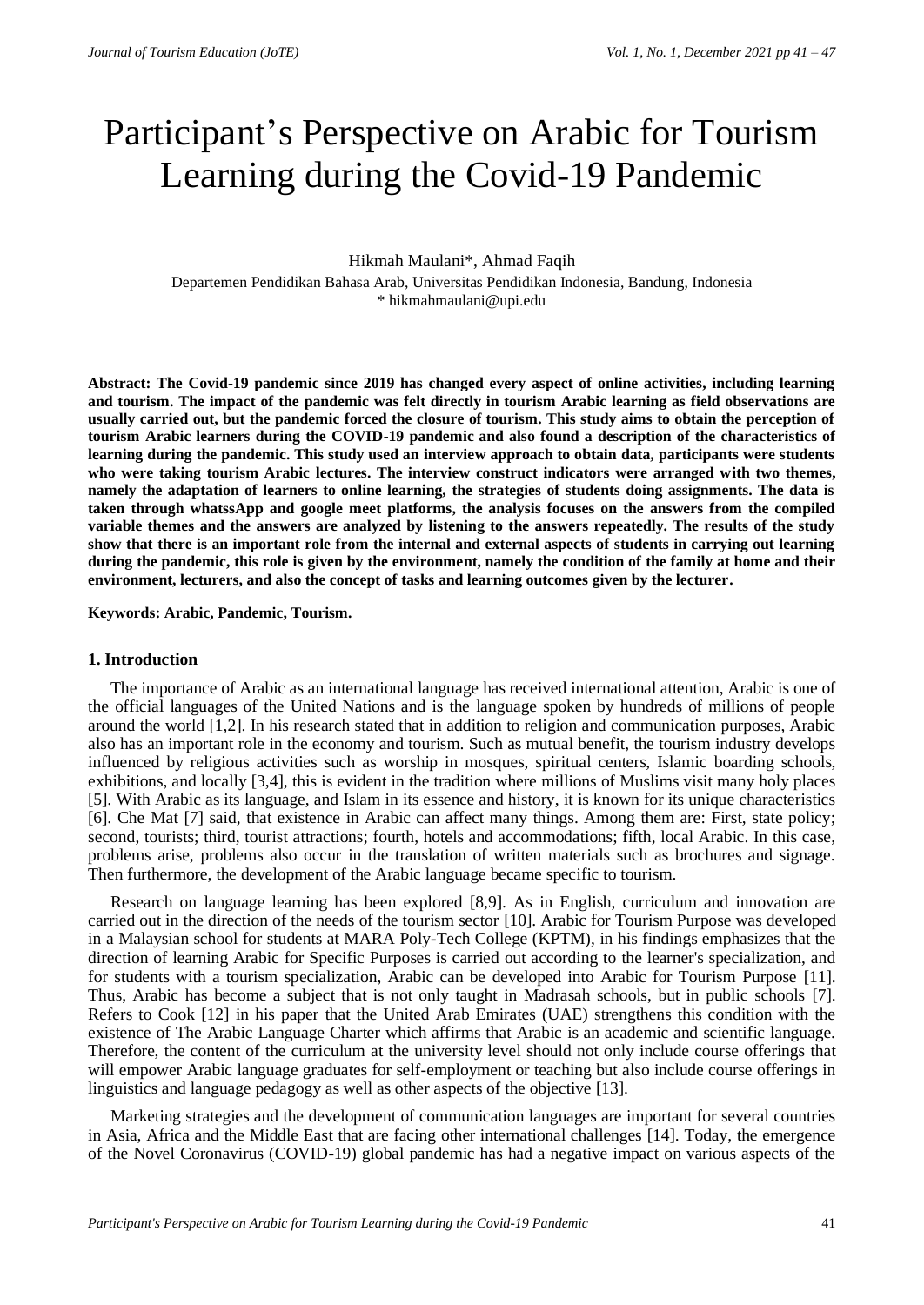# Participant's Perspective on Arabic for Tourism Learning during the Covid-19 Pandemic

Hikmah Maulani*, Ahmad Faqih

Departemen Pendidikan Bahasa Arab, Universitas Pendidikan Indonesia, Bandung, Indonesia

\* hikmahmaulani@upi.edu

**Abstract: The Covid-19 pandemic since 2019 has changed every aspect of online activities, including learning and tourism. The impact of the pandemic was felt directly in tourism Arabic learning as field observations are usually carried out, but the pandemic forced the closure of tourism. This study aims to obtain the perception of tourism Arabic learners during the COVID-19 pandemic and also found a description of the characteristics of learning during the pandemic. This study used an interview approach to obtain data, participants were students who were taking tourism Arabic lectures. The interview construct indicators were arranged with two themes, namely the adaptation of learners to online learning, the strategies of students doing assignments. The data is taken through whatssApp and google meet platforms, the analysis focuses on the answers from the compiled variable themes and the answers are analyzed by listening to the answers repeatedly. The results of the study show that there is an important role from the internal and external aspects of students in carrying out learning during the pandemic, this role is given by the environment, namely the condition of the family at home and their environment, lecturers, and also the concept of tasks and learning outcomes given by the lecturer.**

**Keywords: Arabic, Pandemic, Tourism.**

## 1. Introduction

The importance of Arabic as an international language has received international attention, Arabic is one of the official languages of the United Nations and is the language spoken by hundreds of millions of people around the world [1,2]. In his research stated that in addition to religion and communication purposes, Arabic also has an important role in the economy and tourism. Such as mutual benefit, the tourism industry develops influenced by religious activities such as worship in mosques, spiritual centers, Islamic boarding schools, exhibitions, and locally [3,4], this is evident in the tradition where millions of Muslims visit many holy places [5]. With Arabic as its language, and Islam in its essence and history, it is known for its unique characteristics [6]. Che Mat [7] said, that existence in Arabic can affect many things. Among them are: First, state policy; second, tourists; third, tourist attractions; fourth, hotels and accommodations; fifth, local Arabic. In this case, problems arise, problems also occur in the translation of written materials such as brochures and signage. Then furthermore, the development of the Arabic language became specific to tourism.

Research on language learning has been explored [8,9]. As in English, curriculum and innovation are carried out in the direction of the needs of the tourism sector [10]. Arabic for Tourism Purpose was developed in a Malaysian school for students at MARA Poly-Tech College (KPTM), in his findings emphasizes that the direction of learning Arabic for Specific Purposes is carried out according to the learner's specialization, and for students with a tourism specialization, Arabic can be developed into Arabic for Tourism Purpose [11]. Thus, Arabic has become a subject that is not only taught in Madrasah schools, but in public schools [7]. Refers to Cook [12] in his paper that the United Arab Emirates (UAE) strengthens this condition with the existence of The Arabic Language Charter which affirms that Arabic is an academic and scientific language. Therefore, the content of the curriculum at the university level should not only include course offerings that will empower Arabic language graduates for self-employment or teaching but also include course offerings in linguistics and language pedagogy as well as other aspects of the objective [13].

Marketing strategies and the development of communication languages are important for several countries in Asia, Africa and the Middle East that are facing other international challenges [14]. Today, the emergence of the Novel Coronavirus (COVID-19) global pandemic has had a negative impact on various aspects of the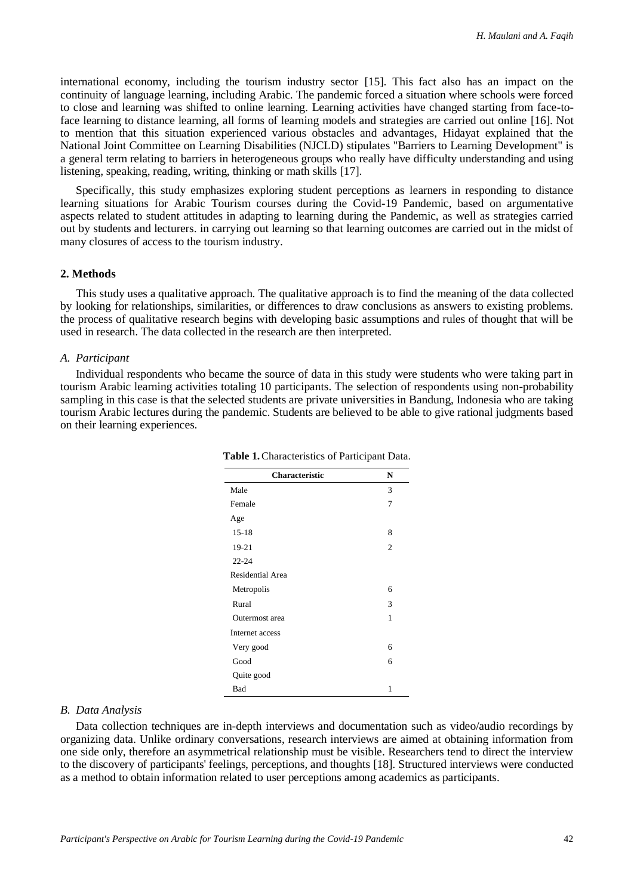international economy, including the tourism industry sector [15]. This fact also has an impact on the continuity of language learning, including Arabic. The pandemic forced a situation where schools were forced to close and learning was shifted to online learning. Learning activities have changed starting from face-to-face learning to distance learning, all forms of learning models and strategies are carried out online [16]. Not to mention that this situation experienced various obstacles and advantages, Hidayat explained that the National Joint Committee on Learning Disabilities (NJCLD) stipulates "Barriers to Learning Development" is a general term relating to barriers in heterogeneous groups who really have difficulty understanding and using listening, speaking, reading, writing, thinking or math skills [17].

Specifically, this study emphasizes exploring student perceptions as learners in responding to distance learning situations for Arabic Tourism courses during the Covid-19 Pandemic, based on argumentative aspects related to student attitudes in adapting to learning during the Pandemic, as well as strategies carried out by students and lecturers. in carrying out learning so that learning outcomes are carried out in the midst of many closures of access to the tourism industry.

## 2. Methods

This study uses a qualitative approach. The qualitative approach is to find the meaning of the data collected by looking for relationships, similarities, or differences to draw conclusions as answers to existing problems. the process of qualitative research begins with developing basic assumptions and rules of thought that will be used in research. The data collected in the research are then interpreted.

### *A. Participant*

Individual respondents who became the source of data in this study were students who were taking part in tourism Arabic learning activities totaling 10 participants. The selection of respondents using non-probability sampling in this case is that the selected students are private universities in Bandung, Indonesia who are taking tourism Arabic lectures during the pandemic. Students are believed to be able to give rational judgments based on their learning experiences.

**Table 1.** Characteristics of Participant Data.

| Characteristic | N |
|---|---|
| Male | 3 |
| Female | 7 |
| Age | |
| 15-18 | 8 |
| 19-21 | 2 |
| 22-24 | |
| Residential Area | |
| Metropolis | 6 |
| Rural | 3 |
| Outermost area | 1 |
| Internet access | |
| Very good | 6 |
| Good | 6 |
| Quite good | |
| Bad | 1 |

### *B. Data Analysis*

Data collection techniques are in-depth interviews and documentation such as video/audio recordings by organizing data. Unlike ordinary conversations, research interviews are aimed at obtaining information from one side only, therefore an asymmetrical relationship must be visible. Researchers tend to direct the interview to the discovery of participants' feelings, perceptions, and thoughts [18]. Structured interviews were conducted as a method to obtain information related to user perceptions among academics as participants.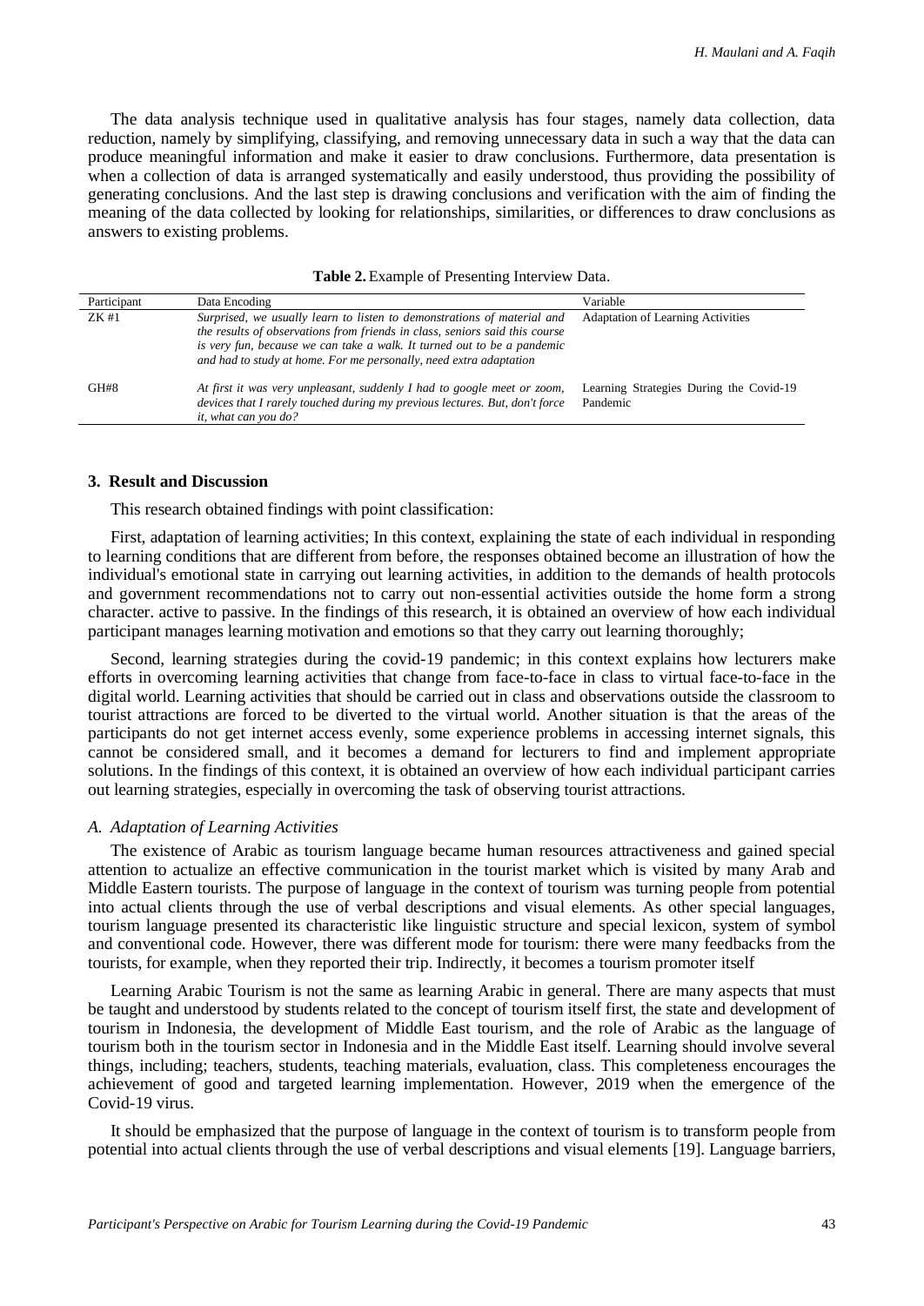The data analysis technique used in qualitative analysis has four stages, namely data collection, data reduction, namely by simplifying, classifying, and removing unnecessary data in such a way that the data can produce meaningful information and make it easier to draw conclusions. Furthermore, data presentation is when a collection of data is arranged systematically and easily understood, thus providing the possibility of generating conclusions. And the last step is drawing conclusions and verification with the aim of finding the meaning of the data collected by looking for relationships, similarities, or differences to draw conclusions as answers to existing problems.

**Table 2.** Example of Presenting Interview Data.

| Participant | Data Encoding | Variable |
|---|---|---|
| ZK #1 | *Surprised, we usually learn to listen to demonstrations of material and the results of observations from friends in class, seniors said this course is very fun, because we can take a walk. It turned out to be a pandemic and had to study at home. For me personally, need extra adaptation* | Adaptation of Learning Activities |
| GH#8 | *At first it was very unpleasant, suddenly I had to google meet or zoom, devices that I rarely touched during my previous lectures. But, don't force it, what can you do?* | Learning Strategies During the Covid-19 Pandemic |

## 3. Result and Discussion

This research obtained findings with point classification:

First, adaptation of learning activities; In this context, explaining the state of each individual in responding to learning conditions that are different from before, the responses obtained become an illustration of how the individual's emotional state in carrying out learning activities, in addition to the demands of health protocols and government recommendations not to carry out non-essential activities outside the home form a strong character. active to passive. In the findings of this research, it is obtained an overview of how each individual participant manages learning motivation and emotions so that they carry out learning thoroughly;

Second, learning strategies during the covid-19 pandemic; in this context explains how lecturers make efforts in overcoming learning activities that change from face-to-face in class to virtual face-to-face in the digital world. Learning activities that should be carried out in class and observations outside the classroom to tourist attractions are forced to be diverted to the virtual world. Another situation is that the areas of the participants do not get internet access evenly, some experience problems in accessing internet signals, this cannot be considered small, and it becomes a demand for lecturers to find and implement appropriate solutions. In the findings of this context, it is obtained an overview of how each individual participant carries out learning strategies, especially in overcoming the task of observing tourist attractions.

### *A. Adaptation of Learning Activities*

The existence of Arabic as tourism language became human resources attractiveness and gained special attention to actualize an effective communication in the tourist market which is visited by many Arab and Middle Eastern tourists. The purpose of language in the context of tourism was turning people from potential into actual clients through the use of verbal descriptions and visual elements. As other special languages, tourism language presented its characteristic like linguistic structure and special lexicon, system of symbol and conventional code. However, there was different mode for tourism: there were many feedbacks from the tourists, for example, when they reported their trip. Indirectly, it becomes a tourism promoter itself

Learning Arabic Tourism is not the same as learning Arabic in general. There are many aspects that must be taught and understood by students related to the concept of tourism itself first, the state and development of tourism in Indonesia, the development of Middle East tourism, and the role of Arabic as the language of tourism both in the tourism sector in Indonesia and in the Middle East itself. Learning should involve several things, including; teachers, students, teaching materials, evaluation, class. This completeness encourages the achievement of good and targeted learning implementation. However, 2019 when the emergence of the Covid-19 virus.

It should be emphasized that the purpose of language in the context of tourism is to transform people from potential into actual clients through the use of verbal descriptions and visual elements [19]. Language barriers,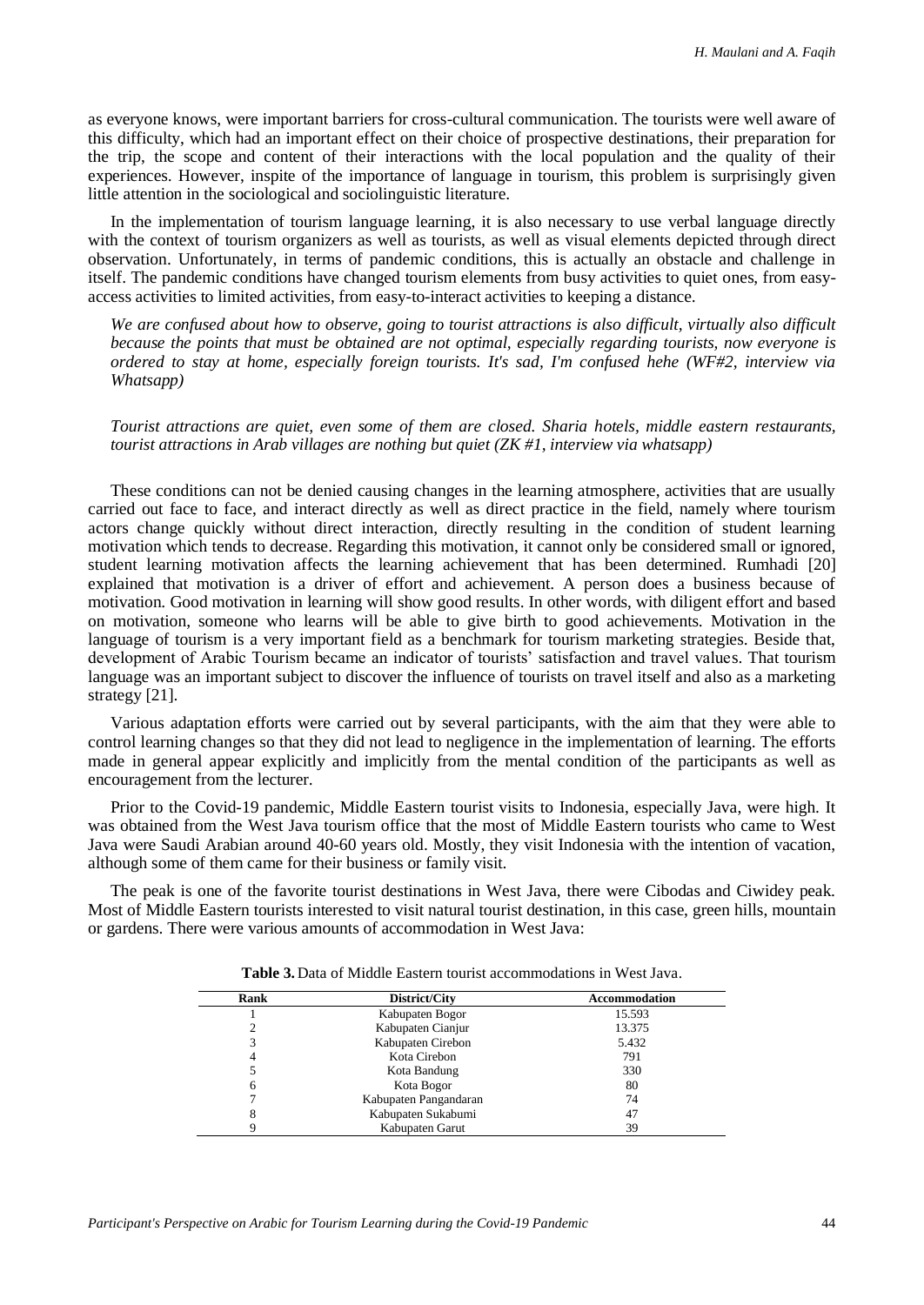as everyone knows, were important barriers for cross-cultural communication. The tourists were well aware of this difficulty, which had an important effect on their choice of prospective destinations, their preparation for the trip, the scope and content of their interactions with the local population and the quality of their experiences. However, inspite of the importance of language in tourism, this problem is surprisingly given little attention in the sociological and sociolinguistic literature.

In the implementation of tourism language learning, it is also necessary to use verbal language directly with the context of tourism organizers as well as tourists, as well as visual elements depicted through direct observation. Unfortunately, in terms of pandemic conditions, this is actually an obstacle and challenge in itself. The pandemic conditions have changed tourism elements from busy activities to quiet ones, from easy-access activities to limited activities, from easy-to-interact activities to keeping a distance.

*We are confused about how to observe, going to tourist attractions is also difficult, virtually also difficult because the points that must be obtained are not optimal, especially regarding tourists, now everyone is ordered to stay at home, especially foreign tourists. It's sad, I'm confused hehe (WF#2, interview via Whatsapp)*

*Tourist attractions are quiet, even some of them are closed. Sharia hotels, middle eastern restaurants, tourist attractions in Arab villages are nothing but quiet (ZK #1, interview via whatsapp)*

These conditions can not be denied causing changes in the learning atmosphere, activities that are usually carried out face to face, and interact directly as well as direct practice in the field, namely where tourism actors change quickly without direct interaction, directly resulting in the condition of student learning motivation which tends to decrease. Regarding this motivation, it cannot only be considered small or ignored, student learning motivation affects the learning achievement that has been determined. Rumhadi [20] explained that motivation is a driver of effort and achievement. A person does a business because of motivation. Good motivation in learning will show good results. In other words, with diligent effort and based on motivation, someone who learns will be able to give birth to good achievements. Motivation in the language of tourism is a very important field as a benchmark for tourism marketing strategies. Beside that, development of Arabic Tourism became an indicator of tourists' satisfaction and travel values. That tourism language was an important subject to discover the influence of tourists on travel itself and also as a marketing strategy [21].

Various adaptation efforts were carried out by several participants, with the aim that they were able to control learning changes so that they did not lead to negligence in the implementation of learning. The efforts made in general appear explicitly and implicitly from the mental condition of the participants as well as encouragement from the lecturer.

Prior to the Covid-19 pandemic, Middle Eastern tourist visits to Indonesia, especially Java, were high. It was obtained from the West Java tourism office that the most of Middle Eastern tourists who came to West Java were Saudi Arabian around 40-60 years old. Mostly, they visit Indonesia with the intention of vacation, although some of them came for their business or family visit.

The peak is one of the favorite tourist destinations in West Java, there were Cibodas and Ciwidey peak. Most of Middle Eastern tourists interested to visit natural tourist destination, in this case, green hills, mountain or gardens. There were various amounts of accommodation in West Java:

**Table 3.** Data of Middle Eastern tourist accommodations in West Java.

| Rank | District/City | Accommodation |
|---|---|---|
| 1 | Kabupaten Bogor | 15.593 |
| 2 | Kabupaten Cianjur | 13.375 |
| 3 | Kabupaten Cirebon | 5.432 |
| 4 | Kota Cirebon | 791 |
| 5 | Kota Bandung | 330 |
| 6 | Kota Bogor | 80 |
| 7 | Kabupaten Pangandaran | 74 |
| 8 | Kabupaten Sukabumi | 47 |
| 9 | Kabupaten Garut | 39 |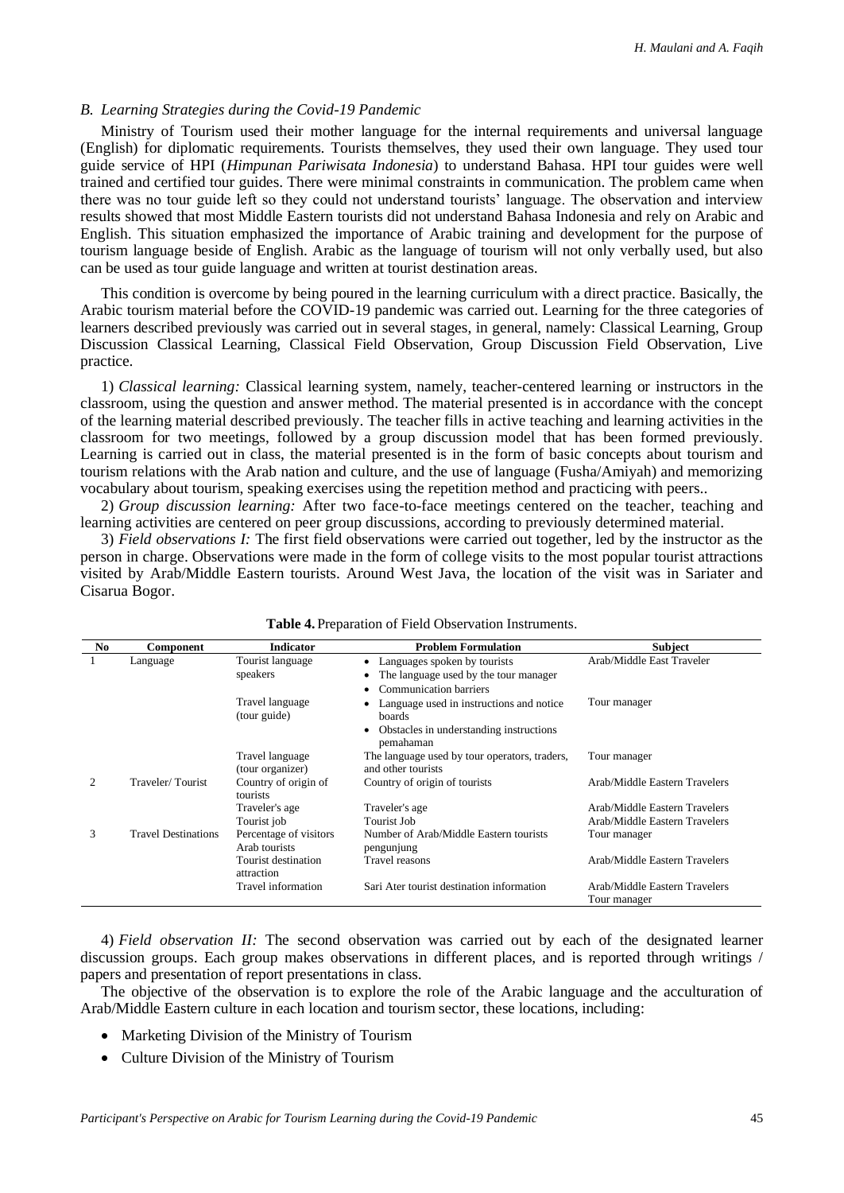### B. Learning Strategies during the Covid-19 Pandemic

Ministry of Tourism used their mother language for the internal requirements and universal language (English) for diplomatic requirements. Tourists themselves, they used their own language. They used tour guide service of HPI (*Himpunan Pariwisata Indonesia*) to understand Bahasa. HPI tour guides were well trained and certified tour guides. There were minimal constraints in communication. The problem came when there was no tour guide left so they could not understand tourists' language. The observation and interview results showed that most Middle Eastern tourists did not understand Bahasa Indonesia and rely on Arabic and English. This situation emphasized the importance of Arabic training and development for the purpose of tourism language beside of English. Arabic as the language of tourism will not only verbally used, but also can be used as tour guide language and written at tourist destination areas.

This condition is overcome by being poured in the learning curriculum with a direct practice. Basically, the Arabic tourism material before the COVID-19 pandemic was carried out. Learning for the three categories of learners described previously was carried out in several stages, in general, namely: Classical Learning, Group Discussion Classical Learning, Classical Field Observation, Group Discussion Field Observation, Live practice.

1) *Classical learning:* Classical learning system, namely, teacher-centered learning or instructors in the classroom, using the question and answer method. The material presented is in accordance with the concept of the learning material described previously. The teacher fills in active teaching and learning activities in the classroom for two meetings, followed by a group discussion model that has been formed previously. Learning is carried out in class, the material presented is in the form of basic concepts about tourism and tourism relations with the Arab nation and culture, and the use of language (Fusha/Amiyah) and memorizing vocabulary about tourism, speaking exercises using the repetition method and practicing with peers..

2) *Group discussion learning:* After two face-to-face meetings centered on the teacher, teaching and learning activities are centered on peer group discussions, according to previously determined material.

3) *Field observations I:* The first field observations were carried out together, led by the instructor as the person in charge. Observations were made in the form of college visits to the most popular tourist attractions visited by Arab/Middle Eastern tourists. Around West Java, the location of the visit was in Sariater and Cisarua Bogor.

**Table 4.** Preparation of Field Observation Instruments.

| No | Component | Indicator | Problem Formulation | Subject |
|---|---|---|---|---|
| 1 | Language | Tourist language speakers | • Languages spoken by tourists<br>• The language used by the tour manager<br>• Communication barriers | Arab/Middle East Traveler |
| | | Travel language (tour guide) | • Language used in instructions and notice boards<br>• Obstacles in understanding instructions pemahaman | Tour manager |
| | | Travel language (tour organizer) | The language used by tour operators, traders, and other tourists | Tour manager |
| 2 | Traveler/ Tourist | Country of origin of tourists | Country of origin of tourists | Arab/Middle Eastern Travelers |
| | | Traveler's age | Traveler's age | Arab/Middle Eastern Travelers |
| | | Tourist job | Tourist Job | Arab/Middle Eastern Travelers |
| 3 | Travel Destinations | Percentage of visitors Arab tourists | Number of Arab/Middle Eastern tourists pengunjung | Tour manager |
| | | Tourist destination attraction | Travel reasons | Arab/Middle Eastern Travelers |
| | | Travel information | Sari Ater tourist destination information | Arab/Middle Eastern Travelers<br>Tour manager |

4) *Field observation II:* The second observation was carried out by each of the designated learner discussion groups. Each group makes observations in different places, and is reported through writings / papers and presentation of report presentations in class.

The objective of the observation is to explore the role of the Arabic language and the acculturation of Arab/Middle Eastern culture in each location and tourism sector, these locations, including:

- Marketing Division of the Ministry of Tourism
- Culture Division of the Ministry of Tourism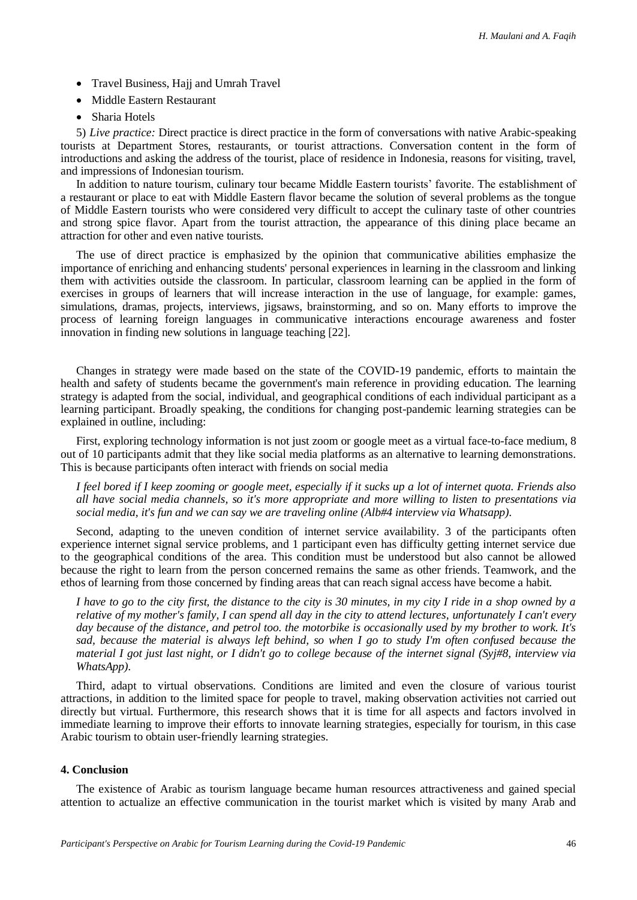- Travel Business, Hajj and Umrah Travel
- Middle Eastern Restaurant
- Sharia Hotels

5) *Live practice:* Direct practice is direct practice in the form of conversations with native Arabic-speaking tourists at Department Stores, restaurants, or tourist attractions. Conversation content in the form of introductions and asking the address of the tourist, place of residence in Indonesia, reasons for visiting, travel, and impressions of Indonesian tourism.

In addition to nature tourism, culinary tour became Middle Eastern tourists' favorite. The establishment of a restaurant or place to eat with Middle Eastern flavor became the solution of several problems as the tongue of Middle Eastern tourists who were considered very difficult to accept the culinary taste of other countries and strong spice flavor. Apart from the tourist attraction, the appearance of this dining place became an attraction for other and even native tourists.

The use of direct practice is emphasized by the opinion that communicative abilities emphasize the importance of enriching and enhancing students' personal experiences in learning in the classroom and linking them with activities outside the classroom. In particular, classroom learning can be applied in the form of exercises in groups of learners that will increase interaction in the use of language, for example: games, simulations, dramas, projects, interviews, jigsaws, brainstorming, and so on. Many efforts to improve the process of learning foreign languages in communicative interactions encourage awareness and foster innovation in finding new solutions in language teaching [22].

Changes in strategy were made based on the state of the COVID-19 pandemic, efforts to maintain the health and safety of students became the government's main reference in providing education. The learning strategy is adapted from the social, individual, and geographical conditions of each individual participant as a learning participant. Broadly speaking, the conditions for changing post-pandemic learning strategies can be explained in outline, including:

First, exploring technology information is not just zoom or google meet as a virtual face-to-face medium, 8 out of 10 participants admit that they like social media platforms as an alternative to learning demonstrations. This is because participants often interact with friends on social media

*I feel bored if I keep zooming or google meet, especially if it sucks up a lot of internet quota. Friends also all have social media channels, so it's more appropriate and more willing to listen to presentations via social media, it's fun and we can say we are traveling online (Alb#4 interview via Whatsapp).*

Second, adapting to the uneven condition of internet service availability. 3 of the participants often experience internet signal service problems, and 1 participant even has difficulty getting internet service due to the geographical conditions of the area. This condition must be understood but also cannot be allowed because the right to learn from the person concerned remains the same as other friends. Teamwork, and the ethos of learning from those concerned by finding areas that can reach signal access have become a habit.

*I have to go to the city first, the distance to the city is 30 minutes, in my city I ride in a shop owned by a relative of my mother's family, I can spend all day in the city to attend lectures, unfortunately I can't every day because of the distance, and petrol too. the motorbike is occasionally used by my brother to work. It's sad, because the material is always left behind, so when I go to study I'm often confused because the material I got just last night, or I didn't go to college because of the internet signal (Syj#8, interview via WhatsApp).*

Third, adapt to virtual observations. Conditions are limited and even the closure of various tourist attractions, in addition to the limited space for people to travel, making observation activities not carried out directly but virtual. Furthermore, this research shows that it is time for all aspects and factors involved in immediate learning to improve their efforts to innovate learning strategies, especially for tourism, in this case Arabic tourism to obtain user-friendly learning strategies.

## 4. Conclusion

The existence of Arabic as tourism language became human resources attractiveness and gained special attention to actualize an effective communication in the tourist market which is visited by many Arab and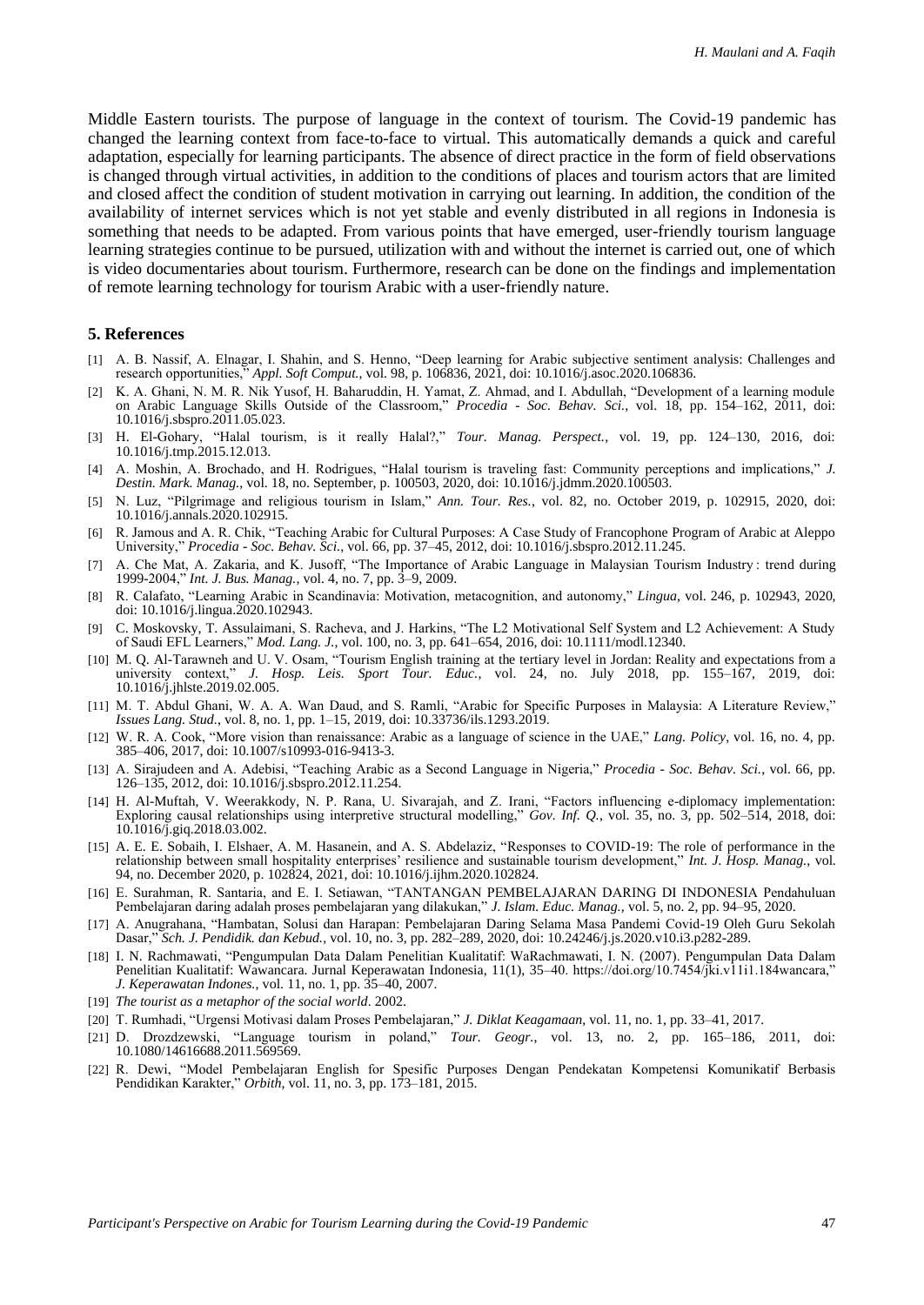Middle Eastern tourists. The purpose of language in the context of tourism. The Covid-19 pandemic has changed the learning context from face-to-face to virtual. This automatically demands a quick and careful adaptation, especially for learning participants. The absence of direct practice in the form of field observations is changed through virtual activities, in addition to the conditions of places and tourism actors that are limited and closed affect the condition of student motivation in carrying out learning. In addition, the condition of the availability of internet services which is not yet stable and evenly distributed in all regions in Indonesia is something that needs to be adapted. From various points that have emerged, user-friendly tourism language learning strategies continue to be pursued, utilization with and without the internet is carried out, one of which is video documentaries about tourism. Furthermore, research can be done on the findings and implementation of remote learning technology for tourism Arabic with a user-friendly nature.

## 5. References

[1] A. B. Nassif, A. Elnagar, I. Shahin, and S. Henno, "Deep learning for Arabic subjective sentiment analysis: Challenges and research opportunities," *Appl. Soft Comput.*, vol. 98, p. 106836, 2021, doi: 10.1016/j.asoc.2020.106836.

[2] K. A. Ghani, N. M. R. Nik Yusof, H. Baharuddin, H. Yamat, Z. Ahmad, and I. Abdullah, "Development of a learning module on Arabic Language Skills Outside of the Classroom," *Procedia - Soc. Behav. Sci.*, vol. 18, pp. 154–162, 2011, doi: 10.1016/j.sbspro.2011.05.023.

[3] H. El-Gohary, "Halal tourism, is it really Halal?," *Tour. Manag. Perspect.*, vol. 19, pp. 124–130, 2016, doi: 10.1016/j.tmp.2015.12.013.

[4] A. Moshin, A. Brochado, and H. Rodrigues, "Halal tourism is traveling fast: Community perceptions and implications," *J. Destin. Mark. Manag.*, vol. 18, no. September, p. 100503, 2020, doi: 10.1016/j.jdmm.2020.100503.

[5] N. Luz, "Pilgrimage and religious tourism in Islam," *Ann. Tour. Res.*, vol. 82, no. October 2019, p. 102915, 2020, doi: 10.1016/j.annals.2020.102915.

[6] R. Jamous and A. R. Chik, "Teaching Arabic for Cultural Purposes: A Case Study of Francophone Program of Arabic at Aleppo University," *Procedia - Soc. Behav. Sci.*, vol. 66, pp. 37–45, 2012, doi: 10.1016/j.sbspro.2012.11.245.

[7] A. Che Mat, A. Zakaria, and K. Jusoff, "The Importance of Arabic Language in Malaysian Tourism Industry : trend during 1999-2004," *Int. J. Bus. Manag.*, vol. 4, no. 7, pp. 3–9, 2009.

[8] R. Calafato, "Learning Arabic in Scandinavia: Motivation, metacognition, and autonomy," *Lingua*, vol. 246, p. 102943, 2020, doi: 10.1016/j.lingua.2020.102943.

[9] C. Moskovsky, T. Assulaimani, S. Racheva, and J. Harkins, "The L2 Motivational Self System and L2 Achievement: A Study of Saudi EFL Learners," *Mod. Lang. J.*, vol. 100, no. 3, pp. 641–654, 2016, doi: 10.1111/modl.12340.

[10] M. Q. Al-Tarawneh and U. V. Osam, "Tourism English training at the tertiary level in Jordan: Reality and expectations from a university context," *J. Hosp. Leis. Sport Tour. Educ.*, vol. 24, no. July 2018, pp. 155–167, 2019, doi: 10.1016/j.jhlste.2019.02.005.

[11] M. T. Abdul Ghani, W. A. A. Wan Daud, and S. Ramli, "Arabic for Specific Purposes in Malaysia: A Literature Review," *Issues Lang. Stud.*, vol. 8, no. 1, pp. 1–15, 2019, doi: 10.33736/ils.1293.2019.

[12] W. R. A. Cook, "More vision than renaissance: Arabic as a language of science in the UAE," *Lang. Policy*, vol. 16, no. 4, pp. 385–406, 2017, doi: 10.1007/s10993-016-9413-3.

[13] A. Sirajudeen and A. Adebisi, "Teaching Arabic as a Second Language in Nigeria," *Procedia - Soc. Behav. Sci.*, vol. 66, pp. 126–135, 2012, doi: 10.1016/j.sbspro.2012.11.254.

[14] H. Al-Muftah, V. Weerakkody, N. P. Rana, U. Sivarajah, and Z. Irani, "Factors influencing e-diplomacy implementation: Exploring causal relationships using interpretive structural modelling," *Gov. Inf. Q.*, vol. 35, no. 3, pp. 502–514, 2018, doi: 10.1016/j.giq.2018.03.002.

[15] A. E. E. Sobaih, I. Elshaer, A. M. Hasanein, and A. S. Abdelaziz, "Responses to COVID-19: The role of performance in the relationship between small hospitality enterprises' resilience and sustainable tourism development," *Int. J. Hosp. Manag.*, vol. 94, no. December 2020, p. 102824, 2021, doi: 10.1016/j.ijhm.2020.102824.

[16] E. Surahman, R. Santaria, and E. I. Setiawan, "TANTANGAN PEMBELAJARAN DARING DI INDONESIA Pendahuluan Pembelajaran daring adalah proses pembelajaran yang dilakukan," *J. Islam. Educ. Manag.*, vol. 5, no. 2, pp. 94–95, 2020.

[17] A. Anugrahana, "Hambatan, Solusi dan Harapan: Pembelajaran Daring Selama Masa Pandemi Covid-19 Oleh Guru Sekolah Dasar," *Sch. J. Pendidik. dan Kebud.*, vol. 10, no. 3, pp. 282–289, 2020, doi: 10.24246/j.js.2020.v10.i3.p282-289.

[18] I. N. Rachmawati, "Pengumpulan Data Dalam Penelitian Kualitatif: WaRachmawati, I. N. (2007). Pengumpulan Data Dalam Penelitian Kualitatif: Wawancara. Jurnal Keperawatan Indonesia, 11(1), 35–40. https://doi.org/10.7454/jki.v11i1.184wancara," *J. Keperawatan Indones.*, vol. 11, no. 1, pp. 35–40, 2007.

[19] *The tourist as a metaphor of the social world*. 2002.

[20] T. Rumhadi, "Urgensi Motivasi dalam Proses Pembelajaran," *J. Diklat Keagamaan*, vol. 11, no. 1, pp. 33–41, 2017.

[21] D. Drozdzewski, "Language tourism in poland," *Tour. Geogr.*, vol. 13, no. 2, pp. 165–186, 2011, doi: 10.1080/14616688.2011.569569.

[22] R. Dewi, "Model Pembelajaran English for Spesific Purposes Dengan Pendekatan Kompetensi Komunikatif Berbasis Pendidikan Karakter," *Orbith*, vol. 11, no. 3, pp. 173–181, 2015.